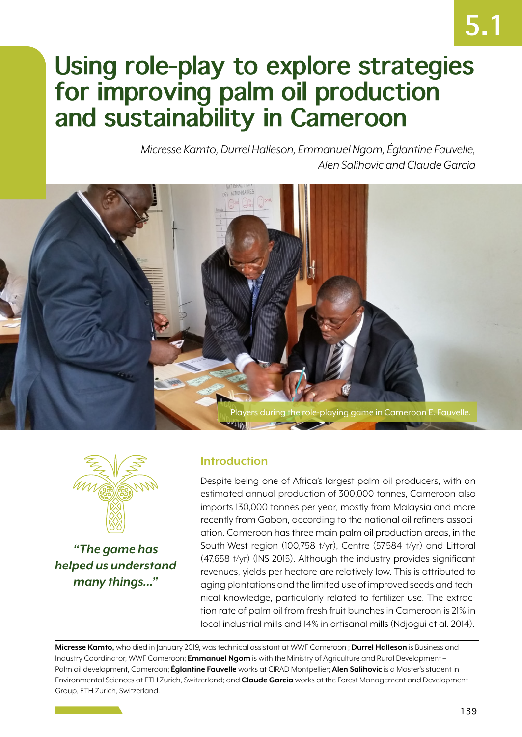# Using role-play to explore strategies for improving palm oil production and sustainability in Cameroon

*Micresse Kamto, Durrel Halleson, Emmanuel Ngom, Églantine Fauvelle, Alen Salihovic and Claude Garcia*

Players during the role-playing game in Cameroon E. Fauvelle.

*"The game has helped us understand many things..."*

## Introduction

Despite being one of Africa's largest palm oil producers, with an estimated annual production of 300,000 tonnes, Cameroon also imports 130,000 tonnes per year, mostly from Malaysia and more recently from Gabon, according to the national oil refiners association. Cameroon has three main palm oil production areas, in the South-West region (100,758 t/yr), Centre (57,584 t/yr) and Littoral (47,658 t/yr) (INS 2015). Although the industry provides significant revenues, yields per hectare are relatively low. This is attributed to aging plantations and the limited use of improved seeds and technical knowledge, particularly related to fertilizer use. The extraction rate of palm oil from fresh fruit bunches in Cameroon is 21% in local industrial mills and 14% in artisanal mills (Ndjogui et al. 2014).

**Micresse Kamto,** who died in January 2019, was technical assistant at WWF Cameroon ; **Durrel Halleson** is Business and Industry Coordinator, WWF Cameroon; **Emmanuel Ngom** is with the Ministry of Agriculture and Rural Development – Palm oil development, Cameroon; **Églantine Fauvelle** works at CIRAD Montpellier; **Alen Salihovic** is a Master's student in Environmental Sciences at ETH Zurich, Switzerland; and **Claude Garcia** works at the Forest Management and Development Group, ETH Zurich, Switzerland.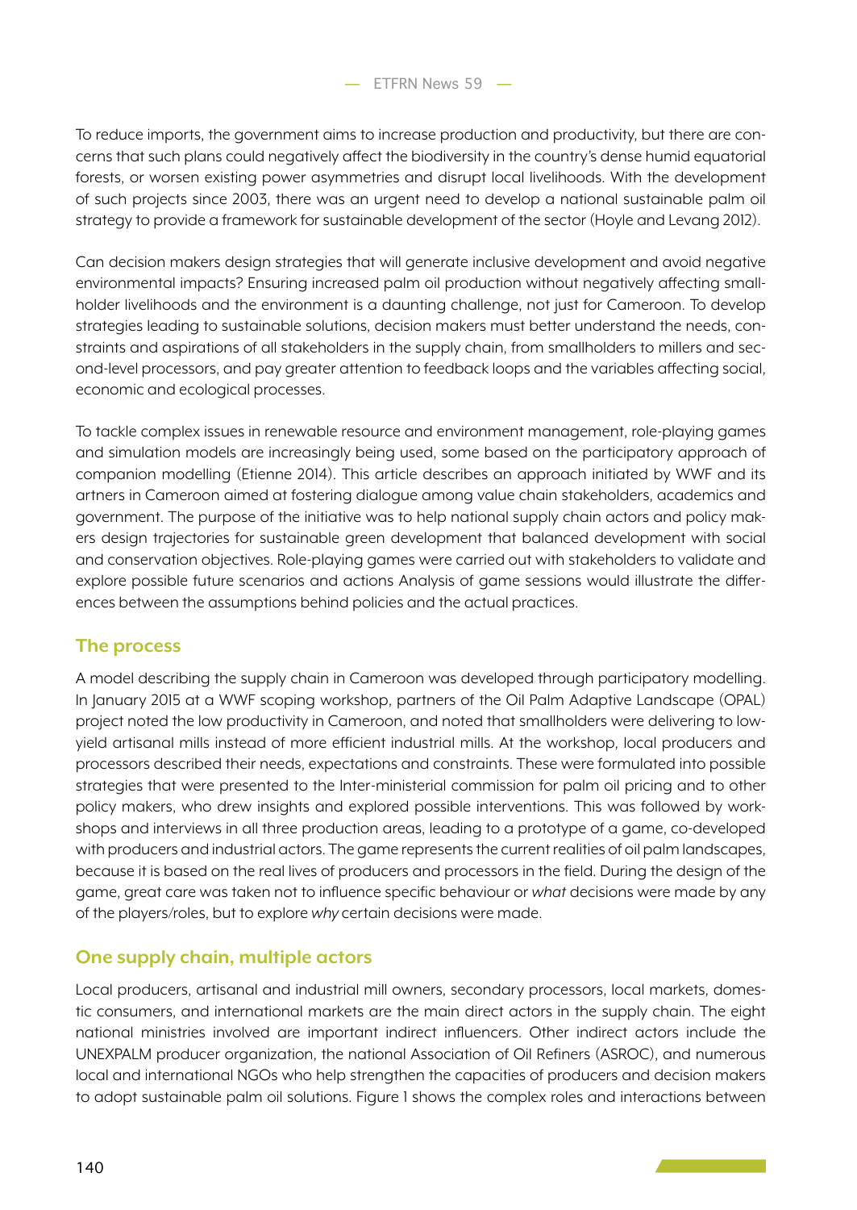To reduce imports, the government aims to increase production and productivity, but there are concerns that such plans could negatively affect the biodiversity in the country's dense humid equatorial forests, or worsen existing power asymmetries and disrupt local livelihoods. With the development of such projects since 2003, there was an urgent need to develop a national sustainable palm oil strategy to provide a framework for sustainable development of the sector (Hoyle and Levang 2012).

Can decision makers design strategies that will generate inclusive development and avoid negative environmental impacts? Ensuring increased palm oil production without negatively affecting smallholder livelihoods and the environment is a daunting challenge, not just for Cameroon. To develop strategies leading to sustainable solutions, decision makers must better understand the needs, constraints and aspirations of all stakeholders in the supply chain, from smallholders to millers and second-level processors, and pay greater attention to feedback loops and the variables affecting social, economic and ecological processes.

To tackle complex issues in renewable resource and environment management, role-playing games and simulation models are increasingly being used, some based on the participatory approach of companion modelling (Etienne 2014). This article describes an approach initiated by WWF and its artners in Cameroon aimed at fostering dialogue among value chain stakeholders, academics and government. The purpose of the initiative was to help national supply chain actors and policy makers design trajectories for sustainable green development that balanced development with social and conservation objectives. Role-playing games were carried out with stakeholders to validate and explore possible future scenarios and actions Analysis of game sessions would illustrate the differences between the assumptions behind policies and the actual practices.

## The process

A model describing the supply chain in Cameroon was developed through participatory modelling. In January 2015 at a WWF scoping workshop, partners of the Oil Palm Adaptive Landscape (OPAL) project noted the low productivity in Cameroon, and noted that smallholders were delivering to low-yield artisanal mills instead of more efficient industrial mills. At the workshop, local producers and processors described their needs, expectations and constraints. These were formulated into possible strategies that were presented to the Inter-ministerial commission for palm oil pricing and to other policy makers, who drew insights and explored possible interventions. This was followed by workshops and interviews in all three production areas, leading to a prototype of a game, co-developed with producers and industrial actors. The game represents the current realities of oil palm landscapes, because it is based on the real lives of producers and processors in the field. During the design of the game, great care was taken not to influence specific behaviour or *what* decisions were made by any of the players/roles, but to explore *why* certain decisions were made.

## One supply chain, multiple actors

Local producers, artisanal and industrial mill owners, secondary processors, local markets, domestic consumers, and international markets are the main direct actors in the supply chain. The eight national ministries involved are important indirect influencers. Other indirect actors include the UNEXPALM producer organization, the national Association of Oil Refiners (ASROC), and numerous local and international NGOs who help strengthen the capacities of producers and decision makers to adopt sustainable palm oil solutions. Figure 1 shows the complex roles and interactions between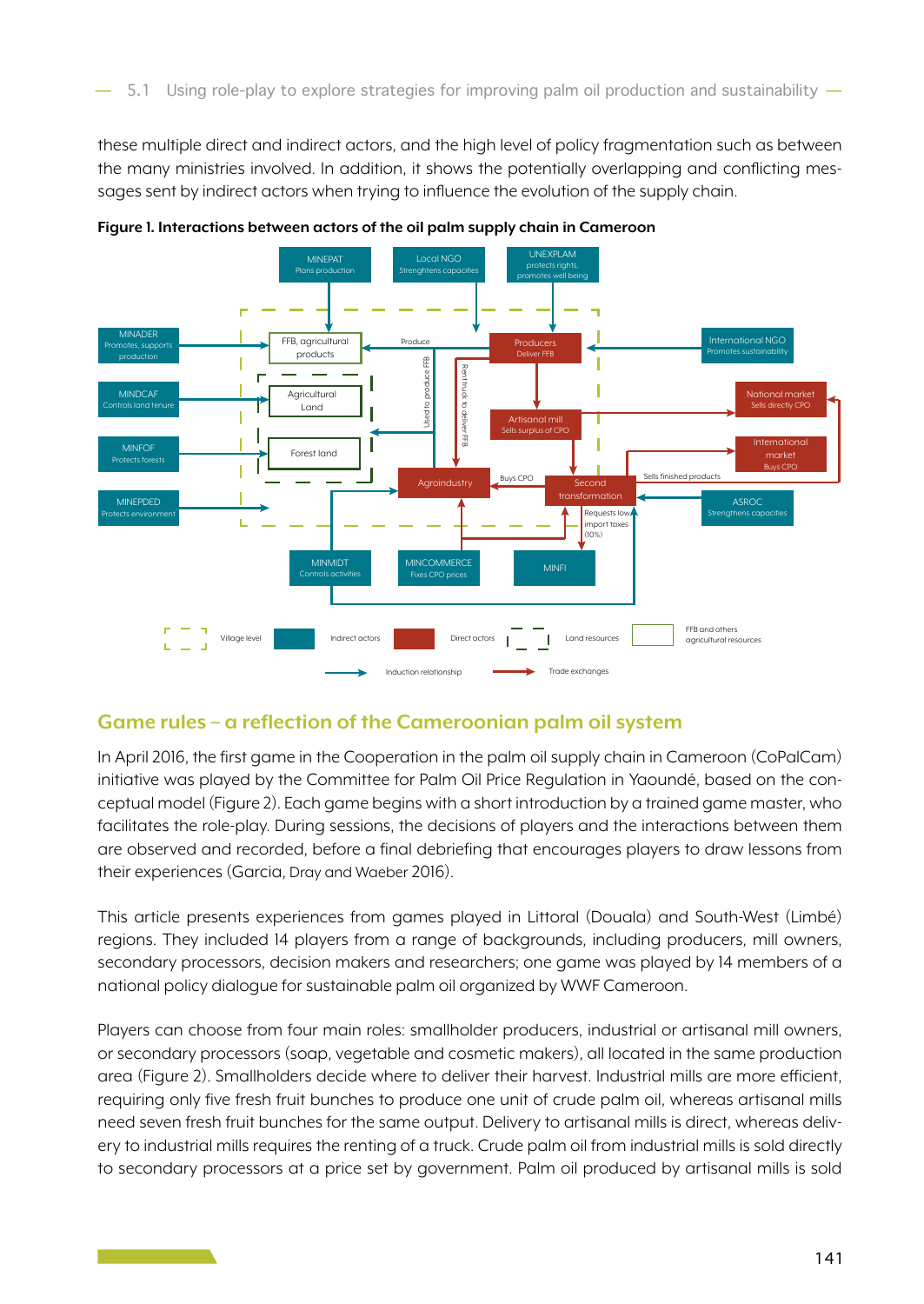these multiple direct and indirect actors, and the high level of policy fragmentation such as between the many ministries involved. In addition, it shows the potentially overlapping and conflicting messages sent by indirect actors when trying to influence the evolution of the supply chain.

**Figure 1. Interactions between actors of the oil palm supply chain in Cameroon**

## Game rules – a reflection of the Cameroonian palm oil system

In April 2016, the first game in the Cooperation in the palm oil supply chain in Cameroon (CoPalCam) initiative was played by the Committee for Palm Oil Price Regulation in Yaoundé, based on the conceptual model (Figure 2). Each game begins with a short introduction by a trained game master, who facilitates the role-play. During sessions, the decisions of players and the interactions between them are observed and recorded, before a final debriefing that encourages players to draw lessons from their experiences (Garcia, Dray and Waeber 2016).

This article presents experiences from games played in Littoral (Douala) and South-West (Limbé) regions. They included 14 players from a range of backgrounds, including producers, mill owners, secondary processors, decision makers and researchers; one game was played by 14 members of a national policy dialogue for sustainable palm oil organized by WWF Cameroon.

Players can choose from four main roles: smallholder producers, industrial or artisanal mill owners, or secondary processors (soap, vegetable and cosmetic makers), all located in the same production area (Figure 2). Smallholders decide where to deliver their harvest. Industrial mills are more efficient, requiring only five fresh fruit bunches to produce one unit of crude palm oil, whereas artisanal mills need seven fresh fruit bunches for the same output. Delivery to artisanal mills is direct, whereas delivery to industrial mills requires the renting of a truck. Crude palm oil from industrial mills is sold directly to secondary processors at a price set by government. Palm oil produced by artisanal mills is sold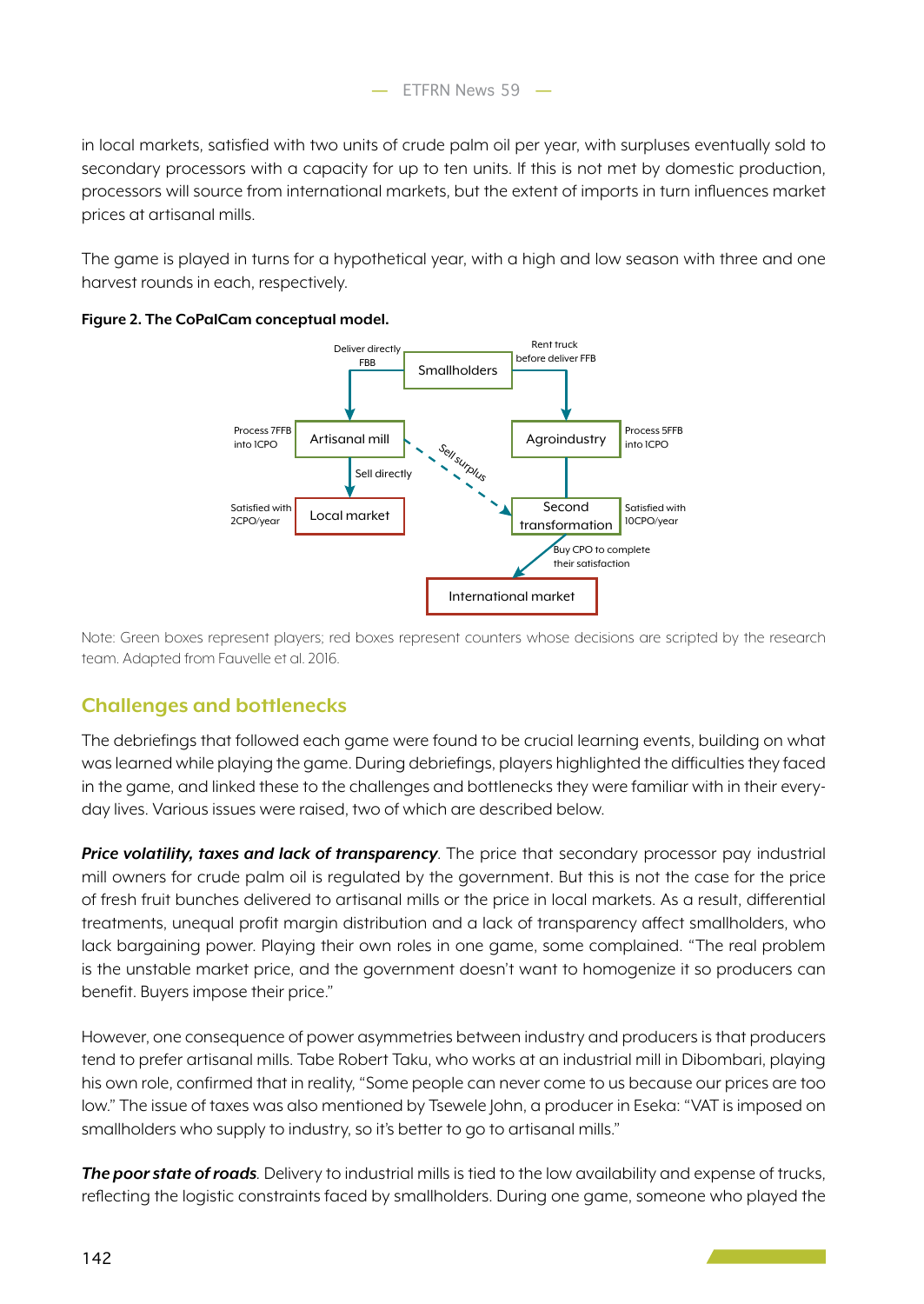in local markets, satisfied with two units of crude palm oil per year, with surpluses eventually sold to secondary processors with a capacity for up to ten units. If this is not met by domestic production, processors will source from international markets, but the extent of imports in turn influences market prices at artisanal mills.

The game is played in turns for a hypothetical year, with a high and low season with three and one harvest rounds in each, respectively.

**Figure 2. The CoPalCam conceptual model.**

Deliver directly FBB | Smallholders | Rent truck before deliver FFB

Process 7FFB into 1CPO | Artisanal mill | Agroindustry | Process 5FFB into 1CPO

Sell directly | Sell surplus

Satisfied with 2CPO/year | Local market | Second transformation | Satisfied with 10CPO/year

Buy CPO to complete their satisfaction

International market

Note: Green boxes represent players; red boxes represent counters whose decisions are scripted by the research team. Adapted from Fauvelle et al. 2016.

## Challenges and bottlenecks

The debriefings that followed each game were found to be crucial learning events, building on what was learned while playing the game. During debriefings, players highlighted the difficulties they faced in the game, and linked these to the challenges and bottlenecks they were familiar with in their every-day lives. Various issues were raised, two of which are described below.

***Price volatility, taxes and lack of transparency***. The price that secondary processor pay industrial mill owners for crude palm oil is regulated by the government. But this is not the case for the price of fresh fruit bunches delivered to artisanal mills or the price in local markets. As a result, differential treatments, unequal profit margin distribution and a lack of transparency affect smallholders, who lack bargaining power. Playing their own roles in one game, some complained. "The real problem is the unstable market price, and the government doesn't want to homogenize it so producers can benefit. Buyers impose their price."

However, one consequence of power asymmetries between industry and producers is that producers tend to prefer artisanal mills. Tabe Robert Taku, who works at an industrial mill in Dibombari, playing his own role, confirmed that in reality, "Some people can never come to us because our prices are too low." The issue of taxes was also mentioned by Tsewele John, a producer in Eseka: "VAT is imposed on smallholders who supply to industry, so it's better to go to artisanal mills."

***The poor state of roads***. Delivery to industrial mills is tied to the low availability and expense of trucks, reflecting the logistic constraints faced by smallholders. During one game, someone who played the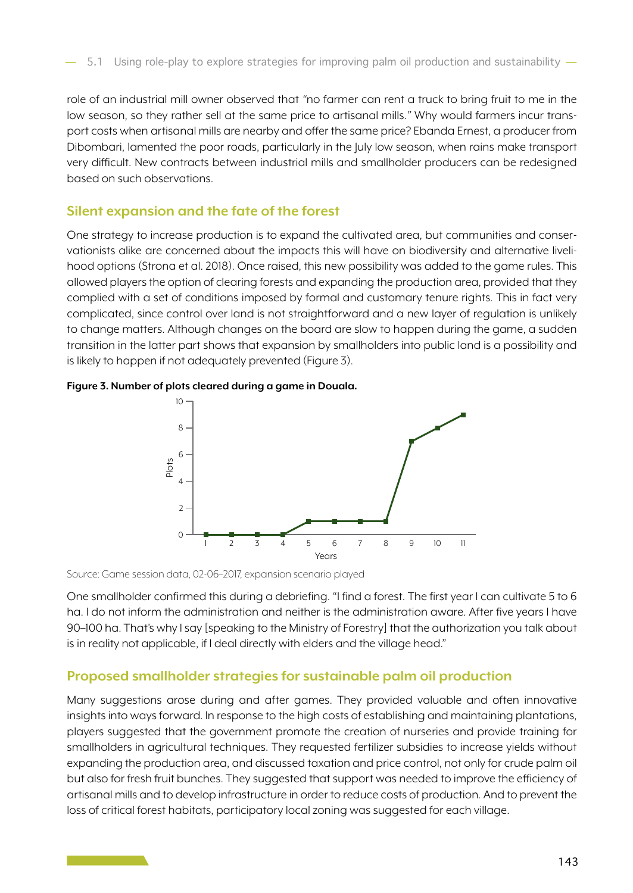role of an industrial mill owner observed that "no farmer can rent a truck to bring fruit to me in the low season, so they rather sell at the same price to artisanal mills." Why would farmers incur transport costs when artisanal mills are nearby and offer the same price? Ebanda Ernest, a producer from Dibombari, lamented the poor roads, particularly in the July low season, when rains make transport very difficult. New contracts between industrial mills and smallholder producers can be redesigned based on such observations.

## Silent expansion and the fate of the forest

One strategy to increase production is to expand the cultivated area, but communities and conservationists alike are concerned about the impacts this will have on biodiversity and alternative livelihood options (Strona et al. 2018). Once raised, this new possibility was added to the game rules. This allowed players the option of clearing forests and expanding the production area, provided that they complied with a set of conditions imposed by formal and customary tenure rights. This in fact very complicated, since control over land is not straightforward and a new layer of regulation is unlikely to change matters. Although changes on the board are slow to happen during the game, a sudden transition in the latter part shows that expansion by smallholders into public land is a possibility and is likely to happen if not adequately prevented (Figure 3).

**Figure 3. Number of plots cleared during a game in Douala.**

| Years | 1 | 2 | 3 | 4 | 5 | 6 | 7 | 8 | 9 | 10 | 11 |
|---|---|---|---|---|---|---|---|---|---|---|---|
| Plots | 0 | 0 | 0 | 0 | 1 | 1 | 1 | 1 | 7 | 8 | 9 |

Source: Game session data, 02-06-2017, expansion scenario played

One smallholder confirmed this during a debriefing. "I find a forest. The first year I can cultivate 5 to 6 ha. I do not inform the administration and neither is the administration aware. After five years I have 90–100 ha. That's why I say [speaking to the Ministry of Forestry] that the authorization you talk about is in reality not applicable, if I deal directly with elders and the village head."

## Proposed smallholder strategies for sustainable palm oil production

Many suggestions arose during and after games. They provided valuable and often innovative insights into ways forward. In response to the high costs of establishing and maintaining plantations, players suggested that the government promote the creation of nurseries and provide training for smallholders in agricultural techniques. They requested fertilizer subsidies to increase yields without expanding the production area, and discussed taxation and price control, not only for crude palm oil but also for fresh fruit bunches. They suggested that support was needed to improve the efficiency of artisanal mills and to develop infrastructure in order to reduce costs of production. And to prevent the loss of critical forest habitats, participatory local zoning was suggested for each village.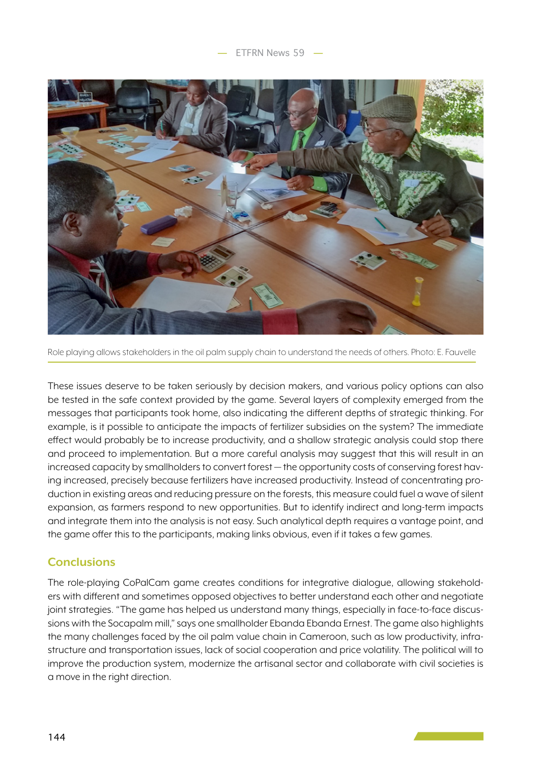Role playing allows stakeholders in the oil palm supply chain to understand the needs of others. Photo: E. Fauvelle

These issues deserve to be taken seriously by decision makers, and various policy options can also be tested in the safe context provided by the game. Several layers of complexity emerged from the messages that participants took home, also indicating the different depths of strategic thinking. For example, is it possible to anticipate the impacts of fertilizer subsidies on the system? The immediate effect would probably be to increase productivity, and a shallow strategic analysis could stop there and proceed to implementation. But a more careful analysis may suggest that this will result in an increased capacity by smallholders to convert forest — the opportunity costs of conserving forest having increased, precisely because fertilizers have increased productivity. Instead of concentrating production in existing areas and reducing pressure on the forests, this measure could fuel a wave of silent expansion, as farmers respond to new opportunities. But to identify indirect and long-term impacts and integrate them into the analysis is not easy. Such analytical depth requires a vantage point, and the game offer this to the participants, making links obvious, even if it takes a few games.

## Conclusions

The role-playing CoPalCam game creates conditions for integrative dialogue, allowing stakeholders with different and sometimes opposed objectives to better understand each other and negotiate joint strategies. "The game has helped us understand many things, especially in face-to-face discussions with the Socapalm mill," says one smallholder Ebanda Ebanda Ernest. The game also highlights the many challenges faced by the oil palm value chain in Cameroon, such as low productivity, infrastructure and transportation issues, lack of social cooperation and price volatility. The political will to improve the production system, modernize the artisanal sector and collaborate with civil societies is a move in the right direction.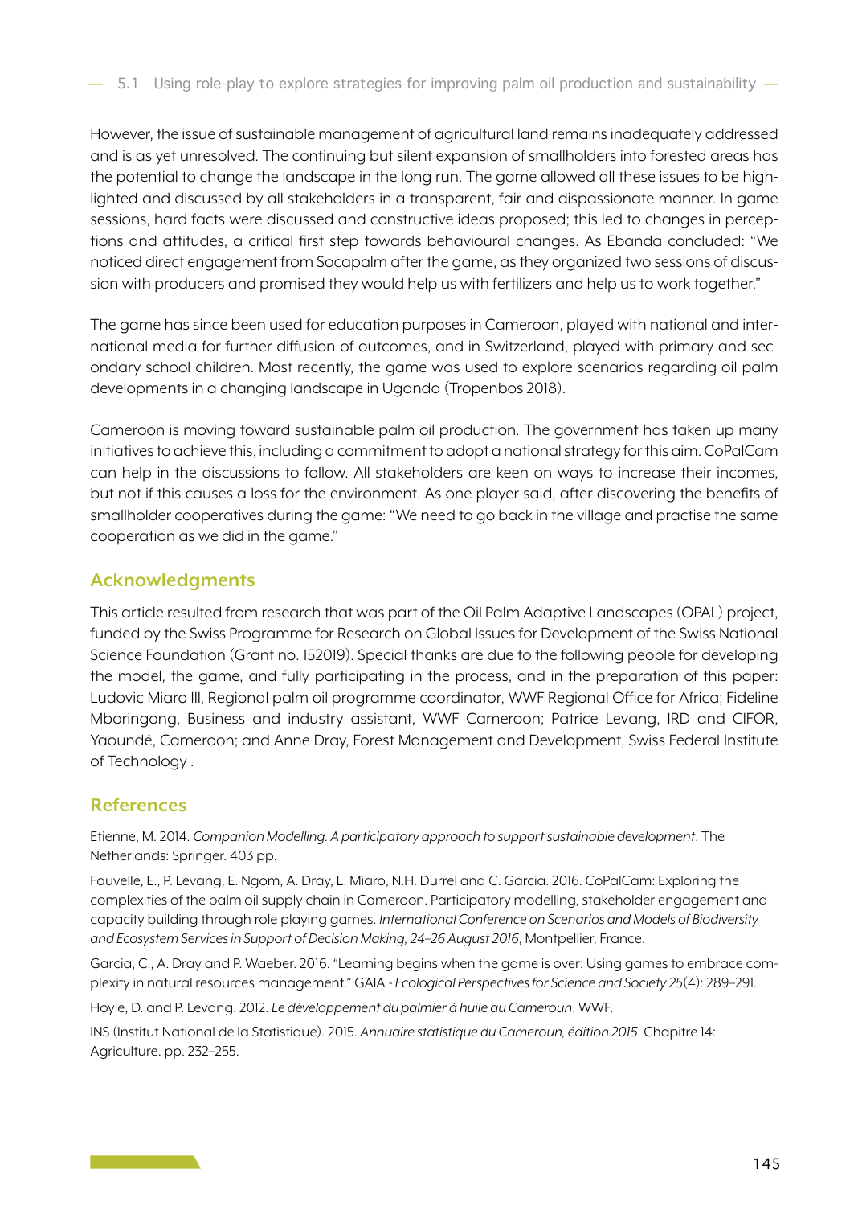However, the issue of sustainable management of agricultural land remains inadequately addressed and is as yet unresolved. The continuing but silent expansion of smallholders into forested areas has the potential to change the landscape in the long run. The game allowed all these issues to be highlighted and discussed by all stakeholders in a transparent, fair and dispassionate manner. In game sessions, hard facts were discussed and constructive ideas proposed; this led to changes in perceptions and attitudes, a critical first step towards behavioural changes. As Ebanda concluded: "We noticed direct engagement from Socapalm after the game, as they organized two sessions of discussion with producers and promised they would help us with fertilizers and help us to work together."

The game has since been used for education purposes in Cameroon, played with national and international media for further diffusion of outcomes, and in Switzerland, played with primary and secondary school children. Most recently, the game was used to explore scenarios regarding oil palm developments in a changing landscape in Uganda (Tropenbos 2018).

Cameroon is moving toward sustainable palm oil production. The government has taken up many initiatives to achieve this, including a commitment to adopt a national strategy for this aim. CoPalCam can help in the discussions to follow. All stakeholders are keen on ways to increase their incomes, but not if this causes a loss for the environment. As one player said, after discovering the benefits of smallholder cooperatives during the game: "We need to go back in the village and practise the same cooperation as we did in the game."

## Acknowledgments

This article resulted from research that was part of the Oil Palm Adaptive Landscapes (OPAL) project, funded by the Swiss Programme for Research on Global Issues for Development of the Swiss National Science Foundation (Grant no. 152019). Special thanks are due to the following people for developing the model, the game, and fully participating in the process, and in the preparation of this paper: Ludovic Miaro III, Regional palm oil programme coordinator, WWF Regional Office for Africa; Fideline Mboringong, Business and industry assistant, WWF Cameroon; Patrice Levang, IRD and CIFOR, Yaoundé, Cameroon; and Anne Dray, Forest Management and Development, Swiss Federal Institute of Technology .

## References

Etienne, M. 2014. *Companion Modelling. A participatory approach to support sustainable development*. The Netherlands: Springer. 403 pp.

Fauvelle, E., P. Levang, E. Ngom, A. Dray, L. Miaro, N.H. Durrel and C. Garcia. 2016. CoPalCam: Exploring the complexities of the palm oil supply chain in Cameroon. Participatory modelling, stakeholder engagement and capacity building through role playing games. *International Conference on Scenarios and Models of Biodiversity and Ecosystem Services in Support of Decision Making, 24–26 August 2016*, Montpellier, France.

Garcia, C., A. Dray and P. Waeber. 2016. "Learning begins when the game is over: Using games to embrace complexity in natural resources management." GAIA - *Ecological Perspectives for Science and Society 25*(4): 289–291.

Hoyle, D. and P. Levang. 2012. *Le développement du palmier à huile au Cameroun*. WWF.

INS (Institut National de la Statistique). 2015. *Annuaire statistique du Cameroun, édition 2015*. Chapitre 14: Agriculture. pp. 232–255.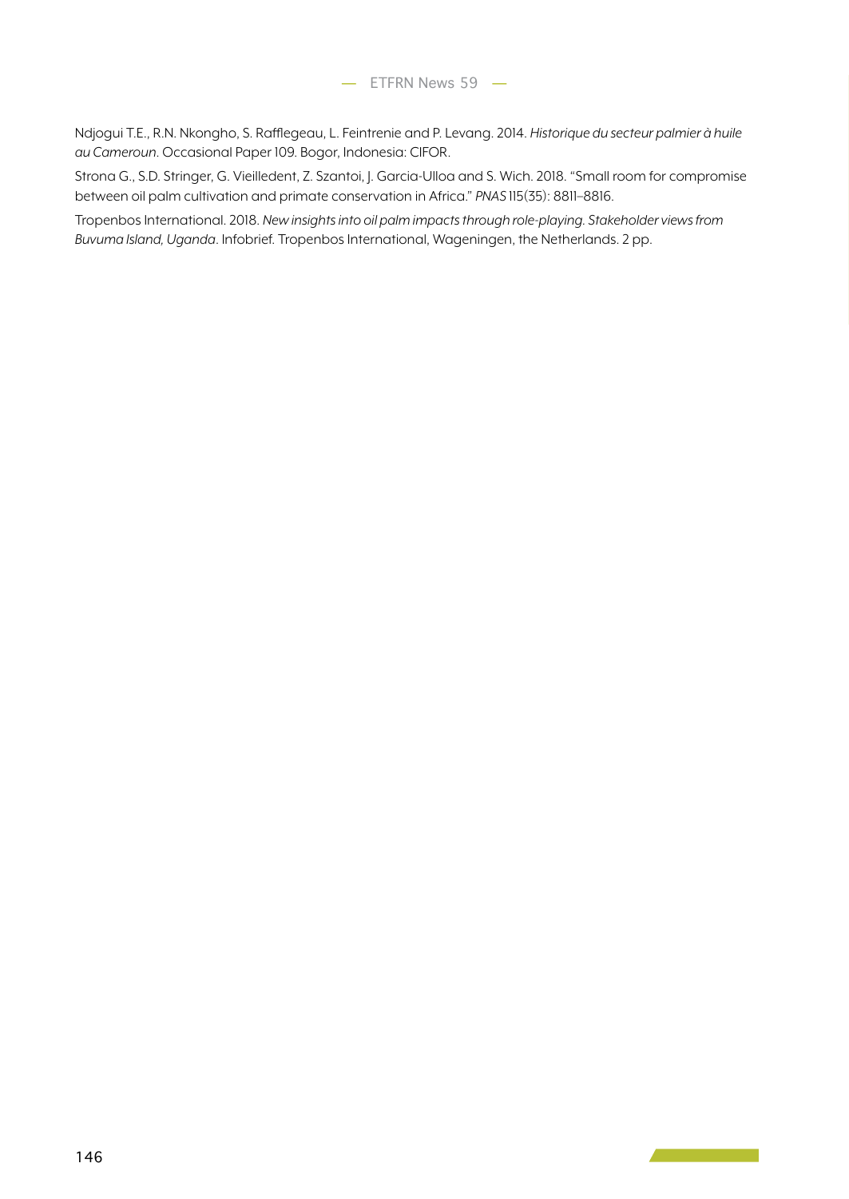Ndjogui T.E., R.N. Nkongho, S. Rafflegeau, L. Feintrenie and P. Levang. 2014. *Historique du secteur palmier à huile au Cameroun*. Occasional Paper 109. Bogor, Indonesia: CIFOR.

Strona G., S.D. Stringer, G. Vieilledent, Z. Szantoi, J. Garcia-Ulloa and S. Wich. 2018. "Small room for compromise between oil palm cultivation and primate conservation in Africa." *PNAS* 115(35): 8811–8816.

Tropenbos International. 2018. *New insights into oil palm impacts through role-playing. Stakeholder views from Buvuma Island, Uganda*. Infobrief. Tropenbos International, Wageningen, the Netherlands. 2 pp.